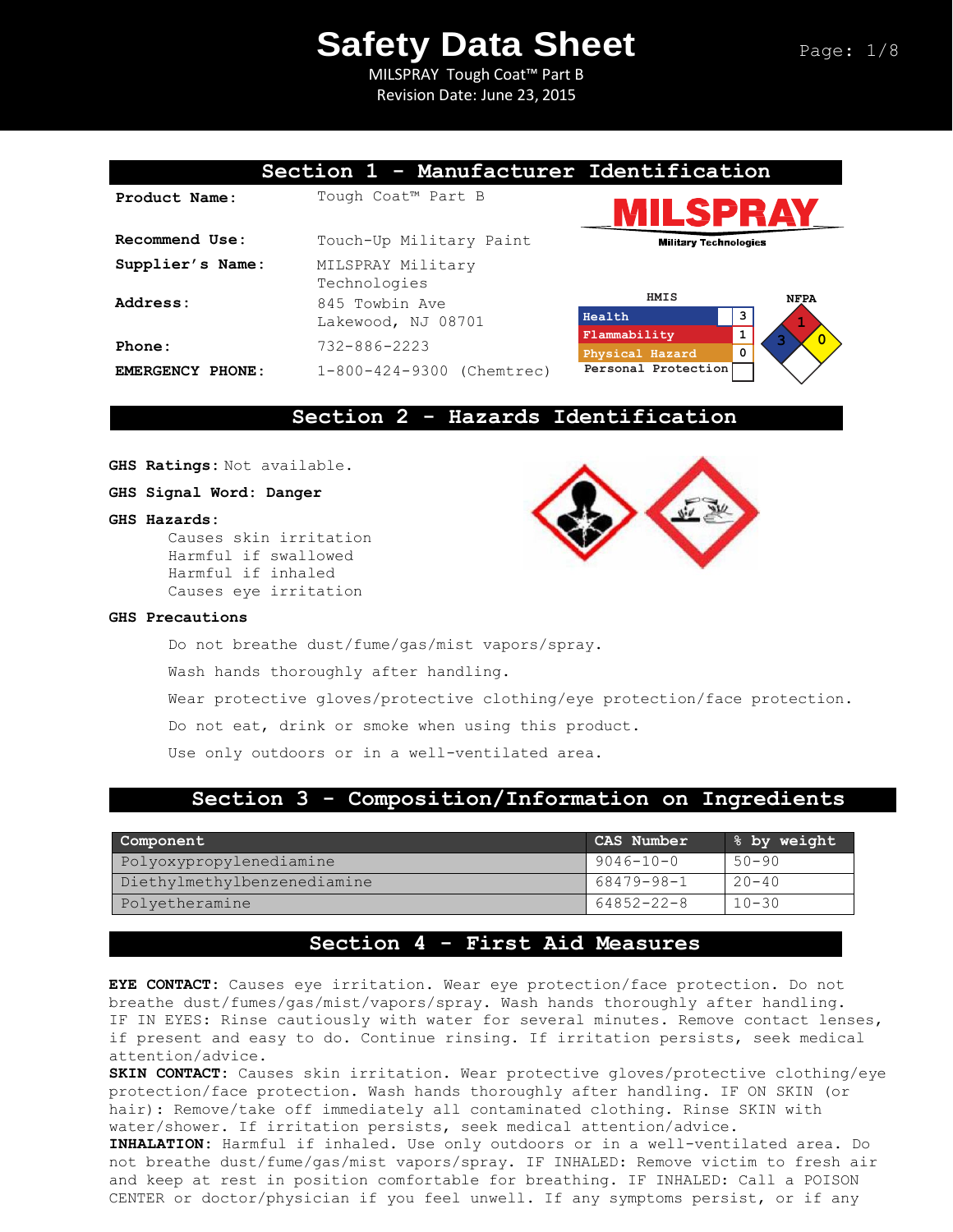# Safety Data Sheet

MILSPRAY Tough Coat™ Part B
Revision Date: June 23, 2015

## Section 1 - Manufacturer Identification

**Product Name:** Tough Coat™ Part B

**Recommend Use:** Touch-Up Military Paint

**Supplier's Name:** MILSPRAY Military Technologies

**Address:** 845 Towbin Ave
Lakewood, NJ 08701

**Phone:** 732-886-2223

**EMERGENCY PHONE:** 1-800-424-9300 (Chemtrec)

MILSPRAY Military Technologies

**HMIS**

| | |
|---|---|
| Health | 3 |
| Flammability | 1 |
| Physical Hazard | 0 |
| Personal Protection | |

**NFPA**: Health 3, Flammability 1, Instability 0

## Section 2 - Hazards Identification

**GHS Ratings:** Not available.

**GHS Signal Word: Danger**

**GHS Hazards:**

- Causes skin irritation
- Harmful if swallowed
- Harmful if inhaled
- Causes eye irritation

**GHS Precautions**

- Do not breathe dust/fume/gas/mist vapors/spray.
- Wash hands thoroughly after handling.
- Wear protective gloves/protective clothing/eye protection/face protection.
- Do not eat, drink or smoke when using this product.
- Use only outdoors or in a well-ventilated area.

## Section 3 - Composition/Information on Ingredients

| Component | CAS Number | % by weight |
|---|---|---|
| Polyoxypropylenediamine | 9046-10-0 | 50-90 |
| Diethylmethylbenzenediamine | 68479-98-1 | 20-40 |
| Polyetheramine | 64852-22-8 | 10-30 |

## Section 4 - First Aid Measures

**EYE CONTACT:** Causes eye irritation. Wear eye protection/face protection. Do not breathe dust/fumes/gas/mist/vapors/spray. Wash hands thoroughly after handling. IF IN EYES: Rinse cautiously with water for several minutes. Remove contact lenses, if present and easy to do. Continue rinsing. If irritation persists, seek medical attention/advice.

**SKIN CONTACT:** Causes skin irritation. Wear protective gloves/protective clothing/eye protection/face protection. Wash hands thoroughly after handling. IF ON SKIN (or hair): Remove/take off immediately all contaminated clothing. Rinse SKIN with water/shower. If irritation persists, seek medical attention/advice.

**INHALATION:** Harmful if inhaled. Use only outdoors or in a well-ventilated area. Do not breathe dust/fume/gas/mist vapors/spray. IF INHALED: Remove victim to fresh air and keep at rest in position comfortable for breathing. IF INHALED: Call a POISON CENTER or doctor/physician if you feel unwell. If any symptoms persist, or if any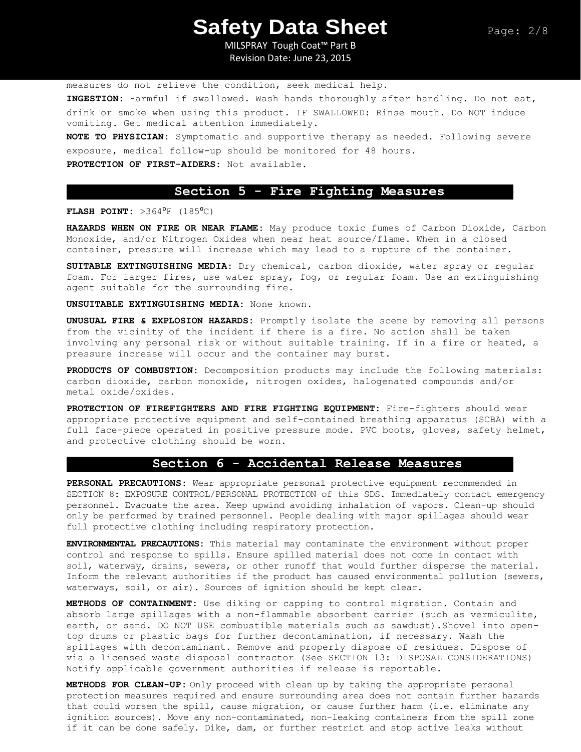measures do not relieve the condition, seek medical help.

**INGESTION:** Harmful if swallowed. Wash hands thoroughly after handling. Do not eat, drink or smoke when using this product. IF SWALLOWED: Rinse mouth. Do NOT induce vomiting. Get medical attention immediately.

**NOTE TO PHYSICIAN:** Symptomatic and supportive therapy as needed. Following severe exposure, medical follow-up should be monitored for 48 hours.

**PROTECTION OF FIRST-AIDERS:** Not available.

## Section 5 - Fire Fighting Measures

**FLASH POINT:** >364ºF (185ºC)

**HAZARDS WHEN ON FIRE OR NEAR FLAME:** May produce toxic fumes of Carbon Dioxide, Carbon Monoxide, and/or Nitrogen Oxides when near heat source/flame. When in a closed container, pressure will increase which may lead to a rupture of the container.

**SUITABLE EXTINGUISHING MEDIA:** Dry chemical, carbon dioxide, water spray or regular foam. For larger fires, use water spray, fog, or regular foam. Use an extinguishing agent suitable for the surrounding fire.

**UNSUITABLE EXTINGUISHING MEDIA:** None known.

**UNUSUAL FIRE & EXPLOSION HAZARDS:** Promptly isolate the scene by removing all persons from the vicinity of the incident if there is a fire. No action shall be taken involving any personal risk or without suitable training. If in a fire or heated, a pressure increase will occur and the container may burst.

**PRODUCTS OF COMBUSTION:** Decomposition products may include the following materials: carbon dioxide, carbon monoxide, nitrogen oxides, halogenated compounds and/or metal oxide/oxides.

**PROTECTION OF FIREFIGHTERS AND FIRE FIGHTING EQUIPMENT:** Fire-fighters should wear appropriate protective equipment and self-contained breathing apparatus (SCBA) with a full face-piece operated in positive pressure mode. PVC boots, gloves, safety helmet, and protective clothing should be worn.

## Section 6 - Accidental Release Measures

**PERSONAL PRECAUTIONS:** Wear appropriate personal protective equipment recommended in SECTION 8: EXPOSURE CONTROL/PERSONAL PROTECTION of this SDS. Immediately contact emergency personnel. Evacuate the area. Keep upwind avoiding inhalation of vapors. Clean-up should only be performed by trained personnel. People dealing with major spillages should wear full protective clothing including respiratory protection.

**ENVIRONMENTAL PRECAUTIONS:** This material may contaminate the environment without proper control and response to spills. Ensure spilled material does not come in contact with soil, waterway, drains, sewers, or other runoff that would further disperse the material. Inform the relevant authorities if the product has caused environmental pollution (sewers, waterways, soil, or air). Sources of ignition should be kept clear.

**METHODS OF CONTAINMENT:** Use diking or capping to control migration. Contain and absorb large spillages with a non-flammable absorbent carrier (such as vermiculite, earth, or sand. DO NOT USE combustible materials such as sawdust).Shovel into open-top drums or plastic bags for further decontamination, if necessary. Wash the spillages with decontaminant. Remove and properly dispose of residues. Dispose of via a licensed waste disposal contractor (See SECTION 13: DISPOSAL CONSIDERATIONS) Notify applicable government authorities if release is reportable.

**METHODS FOR CLEAN-UP:** Only proceed with clean up by taking the appropriate personal protection measures required and ensure surrounding area does not contain further hazards that could worsen the spill, cause migration, or cause further harm (i.e. eliminate any ignition sources). Move any non-contaminated, non-leaking containers from the spill zone if it can be done safely. Dike, dam, or further restrict and stop active leaks without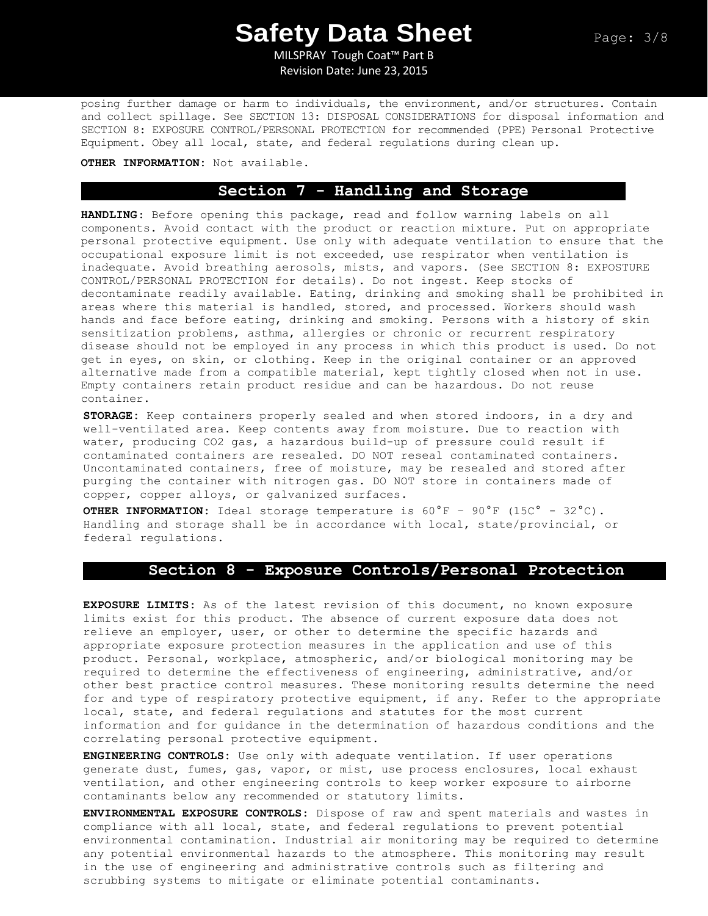posing further damage or harm to individuals, the environment, and/or structures. Contain and collect spillage. See SECTION 13: DISPOSAL CONSIDERATIONS for disposal information and SECTION 8: EXPOSURE CONTROL/PERSONAL PROTECTION for recommended (PPE) Personal Protective Equipment. Obey all local, state, and federal regulations during clean up.

**OTHER INFORMATION:** Not available.

## Section 7 - Handling and Storage

**HANDLING:** Before opening this package, read and follow warning labels on all components. Avoid contact with the product or reaction mixture. Put on appropriate personal protective equipment. Use only with adequate ventilation to ensure that the occupational exposure limit is not exceeded, use respirator when ventilation is inadequate. Avoid breathing aerosols, mists, and vapors. (See SECTION 8: EXPOSTURE CONTROL/PERSONAL PROTECTION for details). Do not ingest. Keep stocks of decontaminate readily available. Eating, drinking and smoking shall be prohibited in areas where this material is handled, stored, and processed. Workers should wash hands and face before eating, drinking and smoking. Persons with a history of skin sensitization problems, asthma, allergies or chronic or recurrent respiratory disease should not be employed in any process in which this product is used. Do not get in eyes, on skin, or clothing. Keep in the original container or an approved alternative made from a compatible material, kept tightly closed when not in use. Empty containers retain product residue and can be hazardous. Do not reuse container.

**STORAGE:** Keep containers properly sealed and when stored indoors, in a dry and well-ventilated area. Keep contents away from moisture. Due to reaction with water, producing $CO_2$ gas, a hazardous build-up of pressure could result if contaminated containers are resealed. DO NOT reseal contaminated containers. Uncontaminated containers, free of moisture, may be resealed and stored after purging the container with nitrogen gas. DO NOT store in containers made of copper, copper alloys, or galvanized surfaces.

**OTHER INFORMATION:** Ideal storage temperature is 60°F – 90°F (15C° - 32°C). Handling and storage shall be in accordance with local, state/provincial, or federal regulations.

## Section 8 - Exposure Controls/Personal Protection

**EXPOSURE LIMITS:** As of the latest revision of this document, no known exposure limits exist for this product. The absence of current exposure data does not relieve an employer, user, or other to determine the specific hazards and appropriate exposure protection measures in the application and use of this product. Personal, workplace, atmospheric, and/or biological monitoring may be required to determine the effectiveness of engineering, administrative, and/or other best practice control measures. These monitoring results determine the need for and type of respiratory protective equipment, if any. Refer to the appropriate local, state, and federal regulations and statutes for the most current information and for guidance in the determination of hazardous conditions and the correlating personal protective equipment.

**ENGINEERING CONTROLS:** Use only with adequate ventilation. If user operations generate dust, fumes, gas, vapor, or mist, use process enclosures, local exhaust ventilation, and other engineering controls to keep worker exposure to airborne contaminants below any recommended or statutory limits.

**ENVIRONMENTAL EXPOSURE CONTROLS:** Dispose of raw and spent materials and wastes in compliance with all local, state, and federal regulations to prevent potential environmental contamination. Industrial air monitoring may be required to determine any potential environmental hazards to the atmosphere. This monitoring may result in the use of engineering and administrative controls such as filtering and scrubbing systems to mitigate or eliminate potential contaminants.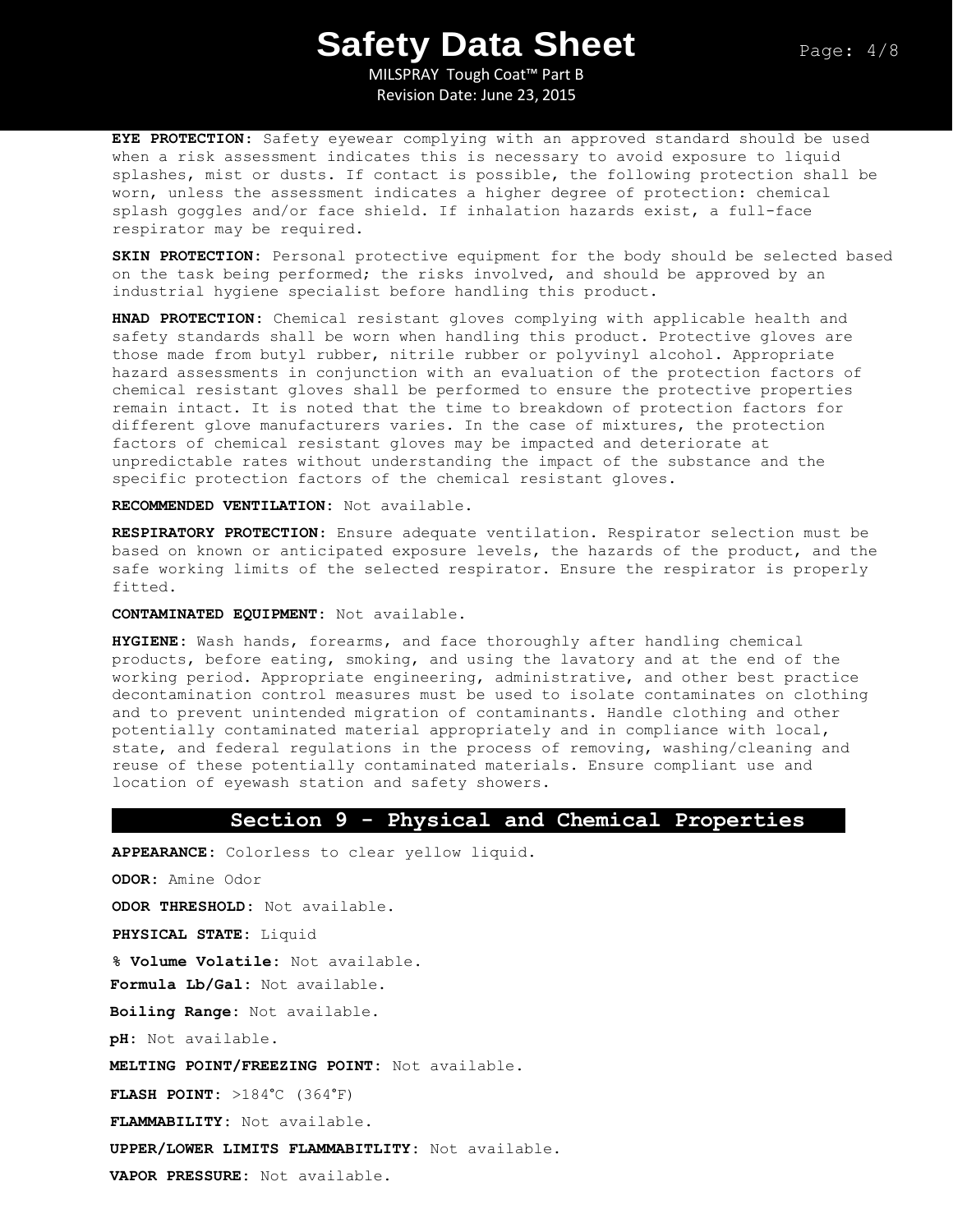**EYE PROTECTION:** Safety eyewear complying with an approved standard should be used when a risk assessment indicates this is necessary to avoid exposure to liquid splashes, mist or dusts. If contact is possible, the following protection shall be worn, unless the assessment indicates a higher degree of protection: chemical splash goggles and/or face shield. If inhalation hazards exist, a full-face respirator may be required.

**SKIN PROTECTION:** Personal protective equipment for the body should be selected based on the task being performed; the risks involved, and should be approved by an industrial hygiene specialist before handling this product.

**HNAD PROTECTION:** Chemical resistant gloves complying with applicable health and safety standards shall be worn when handling this product. Protective gloves are those made from butyl rubber, nitrile rubber or polyvinyl alcohol. Appropriate hazard assessments in conjunction with an evaluation of the protection factors of chemical resistant gloves shall be performed to ensure the protective properties remain intact. It is noted that the time to breakdown of protection factors for different glove manufacturers varies. In the case of mixtures, the protection factors of chemical resistant gloves may be impacted and deteriorate at unpredictable rates without understanding the impact of the substance and the specific protection factors of the chemical resistant gloves.

**RECOMMENDED VENTILATION:** Not available.

**RESPIRATORY PROTECTION:** Ensure adequate ventilation. Respirator selection must be based on known or anticipated exposure levels, the hazards of the product, and the safe working limits of the selected respirator. Ensure the respirator is properly fitted.

**CONTAMINATED EQUIPMENT:** Not available.

**HYGIENE:** Wash hands, forearms, and face thoroughly after handling chemical products, before eating, smoking, and using the lavatory and at the end of the working period. Appropriate engineering, administrative, and other best practice decontamination control measures must be used to isolate contaminates on clothing and to prevent unintended migration of contaminants. Handle clothing and other potentially contaminated material appropriately and in compliance with local, state, and federal regulations in the process of removing, washing/cleaning and reuse of these potentially contaminated materials. Ensure compliant use and location of eyewash station and safety showers.

## Section 9 - Physical and Chemical Properties

**APPEARANCE:** Colorless to clear yellow liquid.

**ODOR:** Amine Odor

**ODOR THRESHOLD:** Not available.

**PHYSICAL STATE:** Liquid

**% Volume Volatile:** Not available.

**Formula Lb/Gal:** Not available.

**Boiling Range:** Not available.

**pH:** Not available.

**MELTING POINT/FREEZING POINT:** Not available.

**FLASH POINT:** >184°C (364°F)

**FLAMMABILITY:** Not available.

**UPPER/LOWER LIMITS FLAMMABITLITY:** Not available.

**VAPOR PRESSURE:** Not available.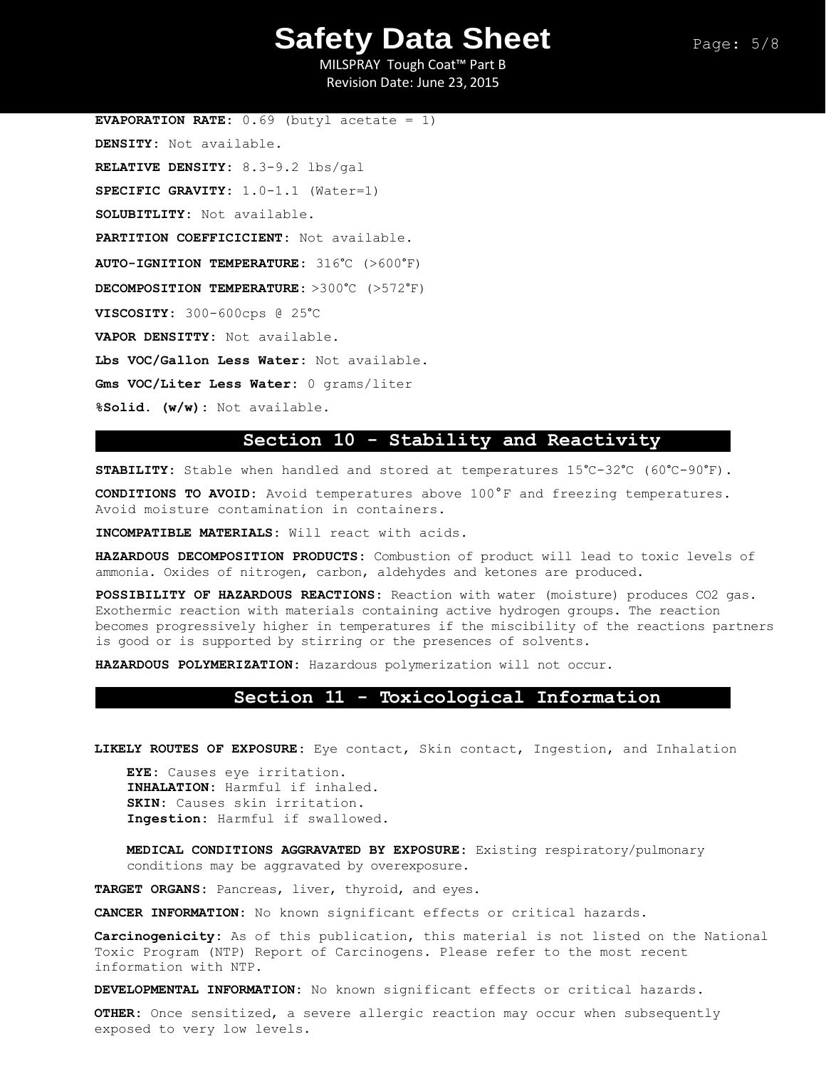**EVAPORATION RATE:** 0.69 (butyl acetate = 1)

**DENSITY:** Not available.

**RELATIVE DENSITY:** 8.3-9.2 lbs/gal

**SPECIFIC GRAVITY:** 1.0-1.1 (Water=1)

**SOLUBITLITY:** Not available.

**PARTITION COEFFICICIENT:** Not available.

**AUTO-IGNITION TEMPERATURE:** 316°C (>600°F)

**DECOMPOSITION TEMPERATURE:** >300°C (>572°F)

**VISCOSITY:** 300-600cps @ 25°C

**VAPOR DENSITTY:** Not available.

**Lbs VOC/Gallon Less Water:** Not available.

**Gms VOC/Liter Less Water:** 0 grams/liter

**%Solid. (w/w):** Not available.

## Section 10 - Stability and Reactivity

**STABILITY:** Stable when handled and stored at temperatures 15°C-32°C (60°C-90°F).

**CONDITIONS TO AVOID:** Avoid temperatures above 100°F and freezing temperatures. Avoid moisture contamination in containers.

**INCOMPATIBLE MATERIALS:** Will react with acids.

**HAZARDOUS DECOMPOSITION PRODUCTS:** Combustion of product will lead to toxic levels of ammonia. Oxides of nitrogen, carbon, aldehydes and ketones are produced.

**POSSIBILITY OF HAZARDOUS REACTIONS:** Reaction with water (moisture) produces $CO_2$ gas. Exothermic reaction with materials containing active hydrogen groups. The reaction becomes progressively higher in temperatures if the miscibility of the reactions partners is good or is supported by stirring or the presences of solvents.

**HAZARDOUS POLYMERIZATION:** Hazardous polymerization will not occur.

## Section 11 - Toxicological Information

**LIKELY ROUTES OF EXPOSURE:** Eye contact, Skin contact, Ingestion, and Inhalation

**EYE:** Causes eye irritation.
**INHALATION:** Harmful if inhaled.
**SKIN:** Causes skin irritation.
**Ingestion:** Harmful if swallowed.

**MEDICAL CONDITIONS AGGRAVATED BY EXPOSURE:** Existing respiratory/pulmonary conditions may be aggravated by overexposure.

**TARGET ORGANS:** Pancreas, liver, thyroid, and eyes.

**CANCER INFORMATION:** No known significant effects or critical hazards.

**Carcinogenicity:** As of this publication, this material is not listed on the National Toxic Program (NTP) Report of Carcinogens. Please refer to the most recent information with NTP.

**DEVELOPMENTAL INFORMATION:** No known significant effects or critical hazards.

**OTHER:** Once sensitized, a severe allergic reaction may occur when subsequently exposed to very low levels.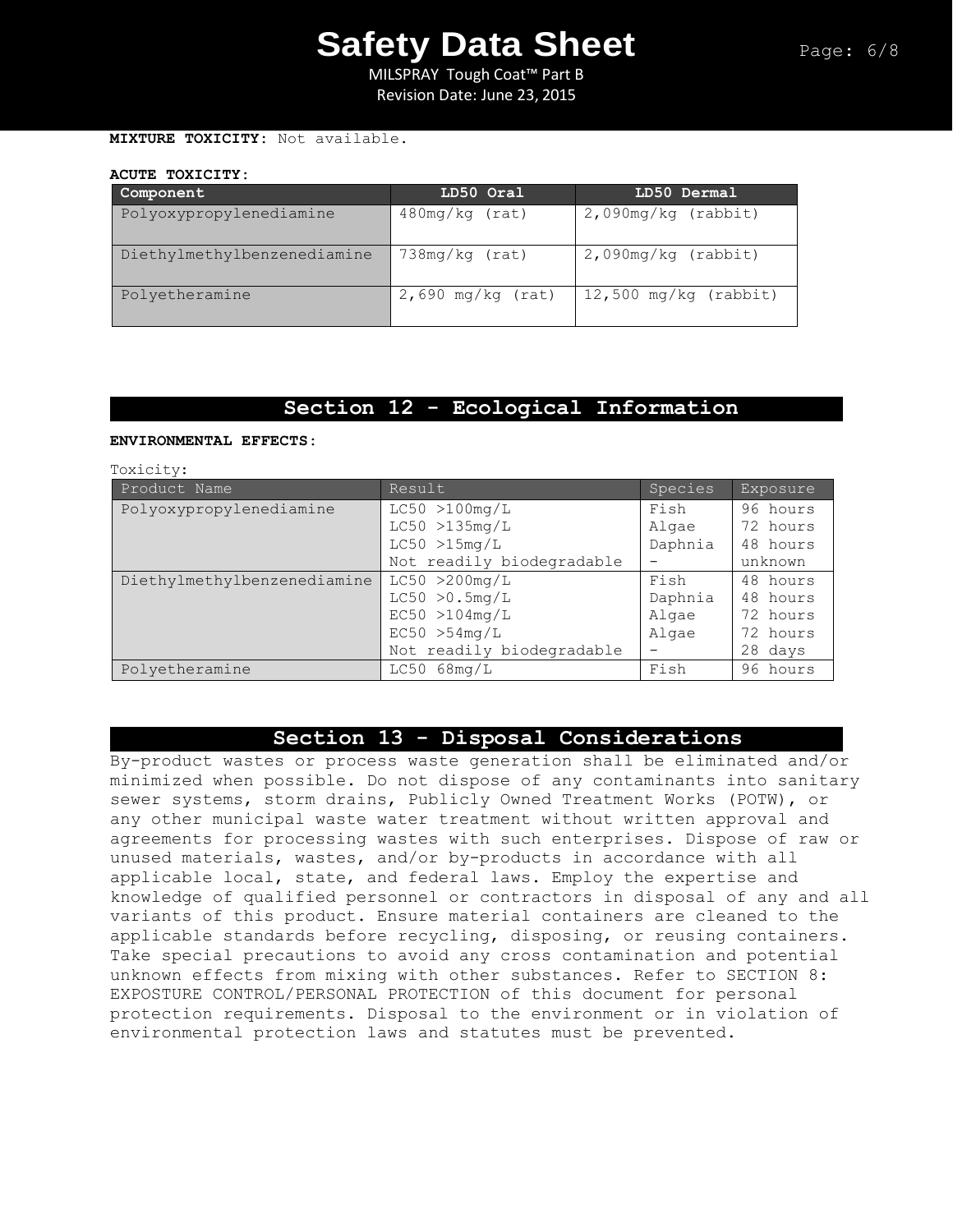**MIXTURE TOXICITY:** Not available.

**ACUTE TOXICITY:**

| Component | LD50 Oral | LD50 Dermal |
|---|---|---|
| Polyoxypropylenediamine | 480mg/kg (rat) | 2,090mg/kg (rabbit) |
| Diethylmethylbenzenediamine | 738mg/kg (rat) | 2,090mg/kg (rabbit) |
| Polyetheramine | 2,690 mg/kg (rat) | 12,500 mg/kg (rabbit) |

## Section 12 - Ecological Information

**ENVIRONMENTAL EFFECTS:**

Toxicity:

| Product Name | Result | Species | Exposure |
|---|---|---|---|
| Polyoxypropylenediamine | LC50 >100mg/L<br>LC50 >135mg/L<br>LC50 >15mg/L<br>Not readily biodegradable | Fish<br>Algae<br>Daphnia<br>- | 96 hours<br>72 hours<br>48 hours<br>unknown |
| Diethylmethylbenzenediamine | LC50 >200mg/L<br>LC50 >0.5mg/L<br>EC50 >104mg/L<br>EC50 >54mg/L<br>Not readily biodegradable | Fish<br>Daphnia<br>Algae<br>Algae<br>- | 48 hours<br>48 hours<br>72 hours<br>72 hours<br>28 days |
| Polyetheramine | LC50 68mg/L | Fish | 96 hours |

## Section 13 - Disposal Considerations

By-product wastes or process waste generation shall be eliminated and/or minimized when possible. Do not dispose of any contaminants into sanitary sewer systems, storm drains, Publicly Owned Treatment Works (POTW), or any other municipal waste water treatment without written approval and agreements for processing wastes with such enterprises. Dispose of raw or unused materials, wastes, and/or by-products in accordance with all applicable local, state, and federal laws. Employ the expertise and knowledge of qualified personnel or contractors in disposal of any and all variants of this product. Ensure material containers are cleaned to the applicable standards before recycling, disposing, or reusing containers. Take special precautions to avoid any cross contamination and potential unknown effects from mixing with other substances. Refer to SECTION 8: EXPOSURE CONTROL/PERSONAL PROTECTION of this document for personal protection requirements. Disposal to the environment or in violation of environmental protection laws and statutes must be prevented.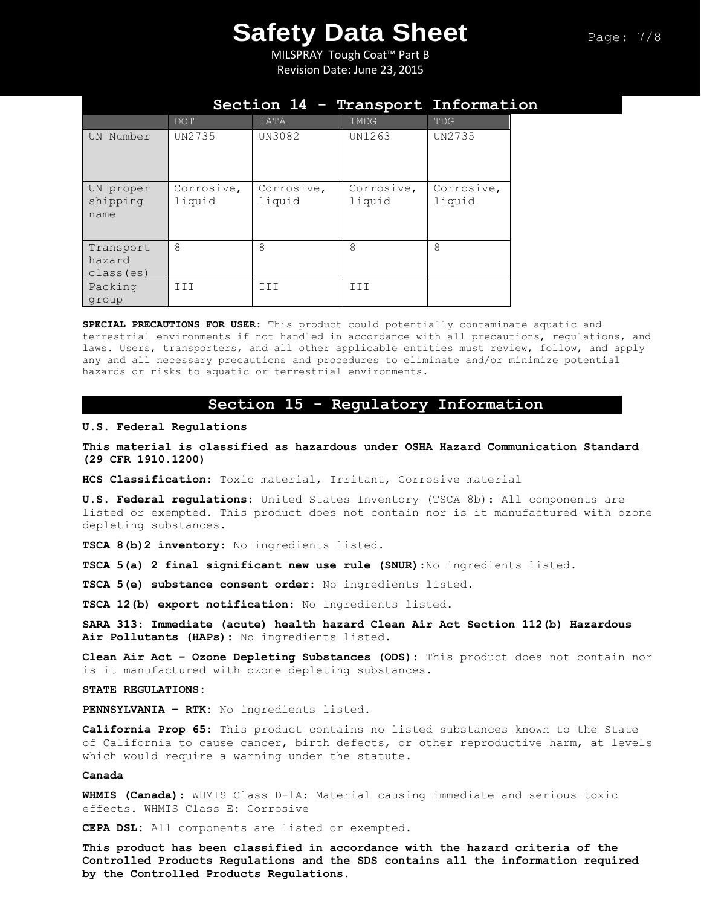## Section 14 - Transport Information

| | DOT | IATA | IMDG | TDG |
|---|---|---|---|---|
| UN Number | UN2735 | UN3082 | UN1263 | UN2735 |
| UN proper shipping name | Corrosive, liquid | Corrosive, liquid | Corrosive, liquid | Corrosive, liquid |
| Transport hazard class(es) | 8 | 8 | 8 | 8 |
| Packing group | III | III | III | |

**SPECIAL PRECAUTIONS FOR USER:** This product could potentially contaminate aquatic and terrestrial environments if not handled in accordance with all precautions, regulations, and laws. Users, transporters, and all other applicable entities must review, follow, and apply any and all necessary precautions and procedures to eliminate and/or minimize potential hazards or risks to aquatic or terrestrial environments.

## Section 15 - Regulatory Information

**U.S. Federal Regulations**

**This material is classified as hazardous under OSHA Hazard Communication Standard (29 CFR 1910.1200)**

**HCS Classification:** Toxic material, Irritant, Corrosive material

**U.S. Federal regulations:** United States Inventory (TSCA 8b)**:** All components are listed or exempted. This product does not contain nor is it manufactured with ozone depleting substances.

**TSCA 8(b)2 inventory:** No ingredients listed.

**TSCA 5(a) 2 final significant new use rule (SNUR):**No ingredients listed.

**TSCA 5(e) substance consent order:** No ingredients listed.

**TSCA 12(b) export notification:** No ingredients listed.

**SARA 313: Immediate (acute) health hazard Clean Air Act Section 112(b) Hazardous Air Pollutants (HAPs):** No ingredients listed.

**Clean Air Act – Ozone Depleting Substances (ODS):** This product does not contain nor is it manufactured with ozone depleting substances.

**STATE REGULATIONS:**

**PENNSYLVANIA – RTK:** No ingredients listed.

**California Prop 65:** This product contains no listed substances known to the State of California to cause cancer, birth defects, or other reproductive harm, at levels which would require a warning under the statute.

**Canada**

**WHMIS (Canada):** WHMIS Class D-1A: Material causing immediate and serious toxic effects. WHMIS Class E: Corrosive

**CEPA DSL:** All components are listed or exempted.

**This product has been classified in accordance with the hazard criteria of the Controlled Products Regulations and the SDS contains all the information required by the Controlled Products Regulations.**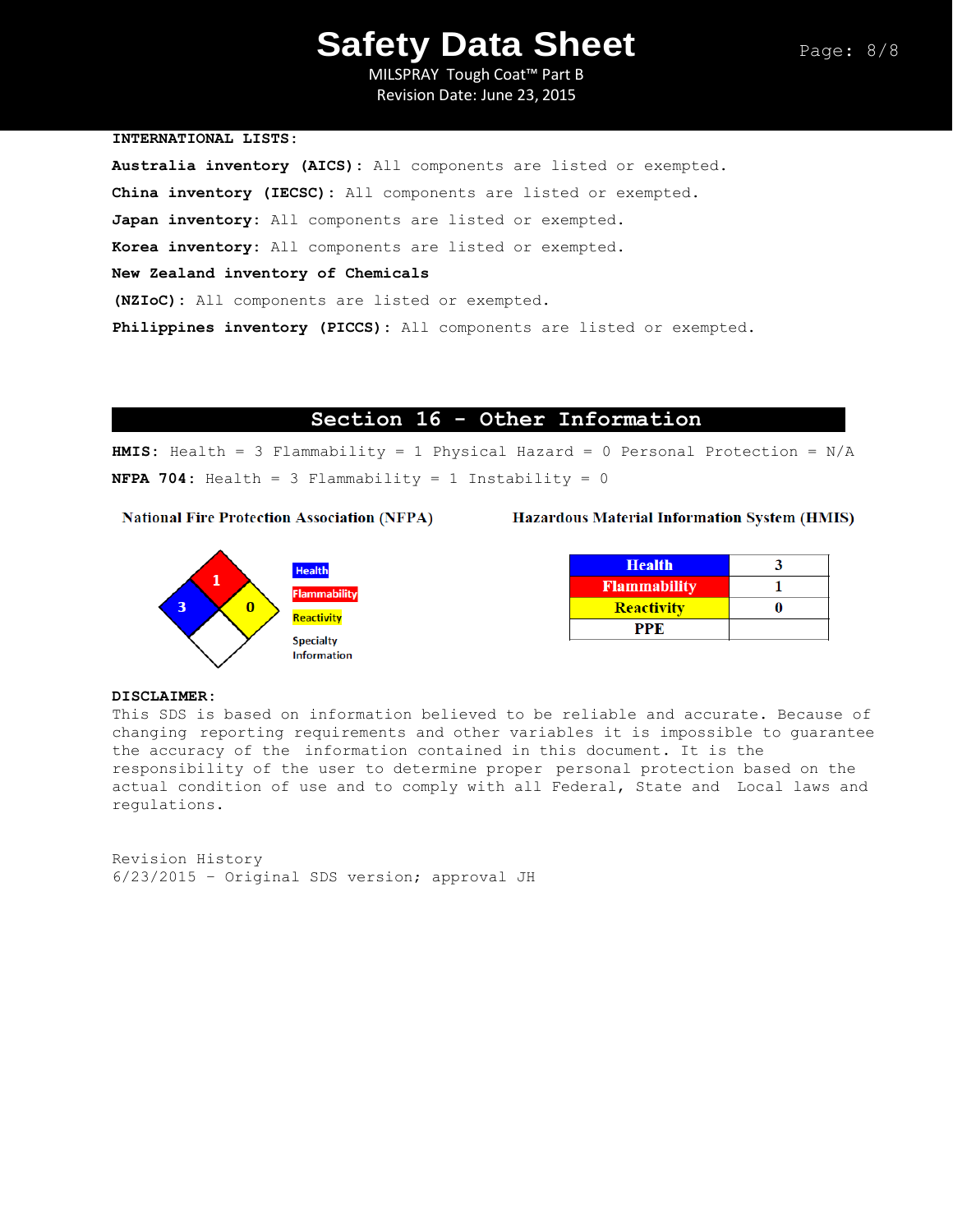**INTERNATIONAL LISTS:**

**Australia inventory (AICS):** All components are listed or exempted.

**China inventory (IECSC):** All components are listed or exempted.

**Japan inventory:** All components are listed or exempted.

**Korea inventory:** All components are listed or exempted.

**New Zealand inventory of Chemicals (NZIoC):** All components are listed or exempted.

**Philippines inventory (PICCS):** All components are listed or exempted.

## Section 16 - Other Information

**HMIS:** Health = 3 Flammability = 1 Physical Hazard = 0 Personal Protection = N/A

**NFPA 704:** Health = 3 Flammability = 1 Instability = 0

**National Fire Protection Association (NFPA)**

1

3

0

Health

Flammability

Reactivity

Specialty Information

**Hazardous Material Information System (HMIS)**

| | |
|---|---|
| Health | 3 |
| Flammability | 1 |
| Reactivity | 0 |
| PPE | |

**DISCLAIMER:**
This SDS is based on information believed to be reliable and accurate. Because of changing reporting requirements and other variables it is impossible to guarantee the accuracy of the information contained in this document. It is the responsibility of the user to determine proper personal protection based on the actual condition of use and to comply with all Federal, State and Local laws and regulations.

Revision History
6/23/2015 – Original SDS version; approval JH